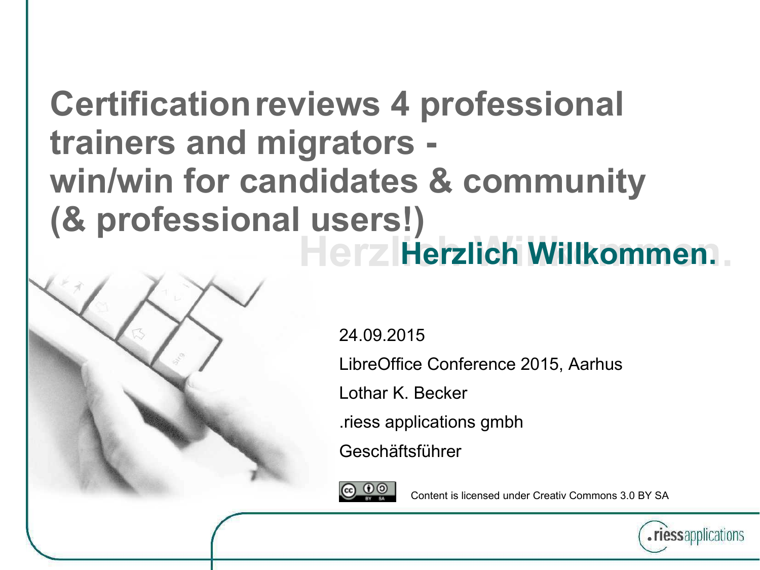# Certification reviews 4 professional trainers and migrators - win/win for candidates & community (& professional users!)

## Herzlich Willkommen.

24.09.2015

LibreOffice Conference 2015, Aarhus

Lothar K. Becker

.riess applications gmbh

Geschäftsführer

Content is licensed under Creativ Commons 3.0 BY SA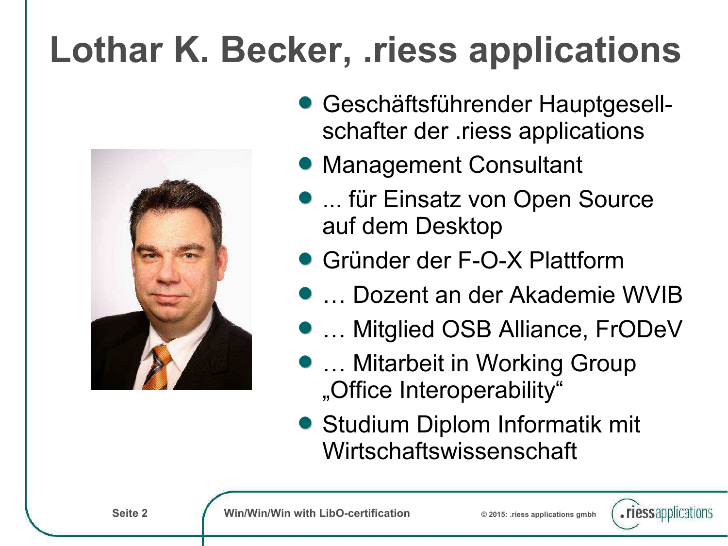# Lothar K. Becker, .riess applications

- Geschäftsführender Hauptgesell-schafter der .riess applications
- Management Consultant
- ... für Einsatz von Open Source auf dem Desktop
- Gründer der F-O-X Plattform
- … Dozent an der Akademie WVIB
- … Mitglied OSB Alliance, FrODeV
- … Mitarbeit in Working Group „Office Interoperability“
- Studium Diplom Informatik mit Wirtschaftswissenschaft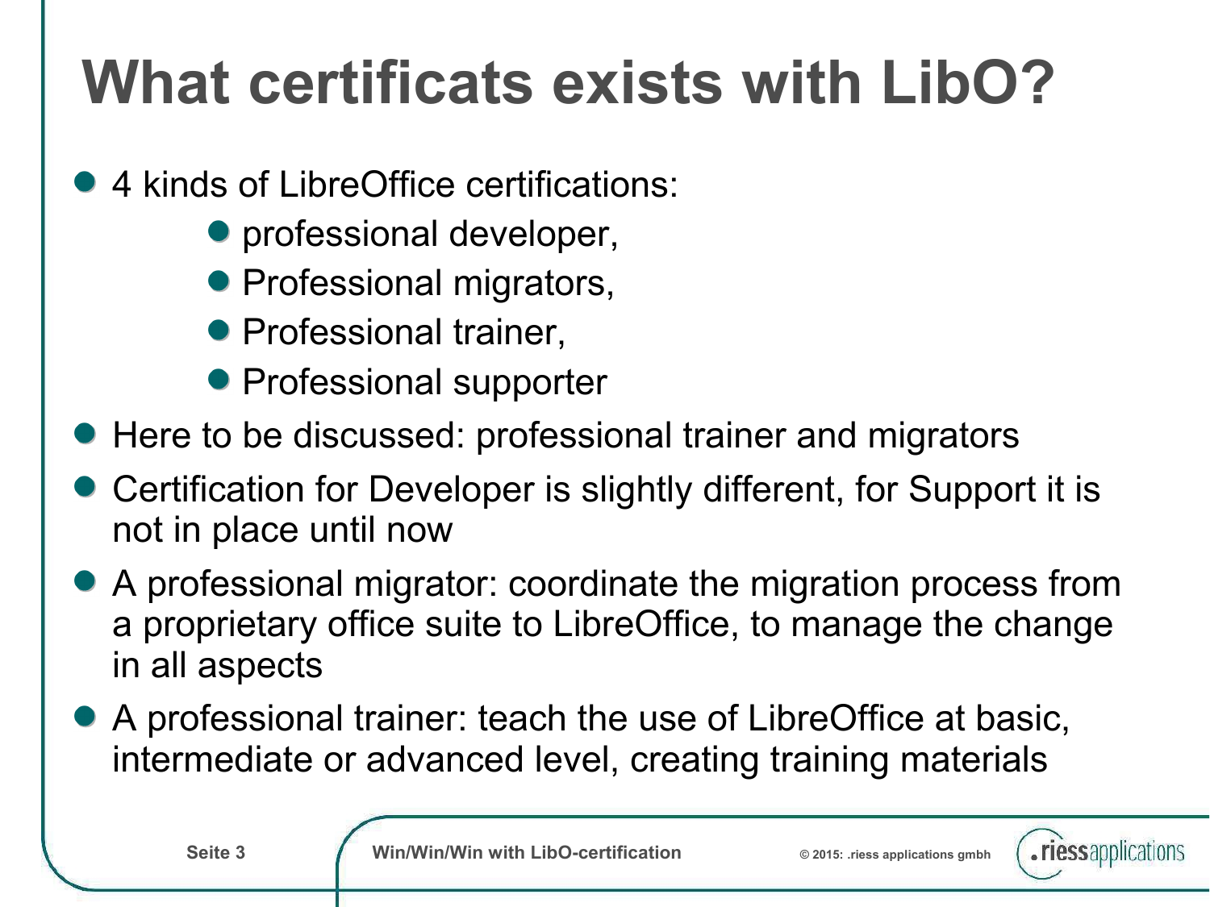# What certificats exists with LibO?

- 4 kinds of LibreOffice certifications:
  - professional developer,
  - Professional migrators,
  - Professional trainer,
  - Professional supporter
- Here to be discussed: professional trainer and migrators
- Certification for Developer is slightly different, for Support it is not in place until now
- A professional migrator: coordinate the migration process from a proprietary office suite to LibreOffice, to manage the change in all aspects
- A professional trainer: teach the use of LibreOffice at basic, intermediate or advanced level, creating training materials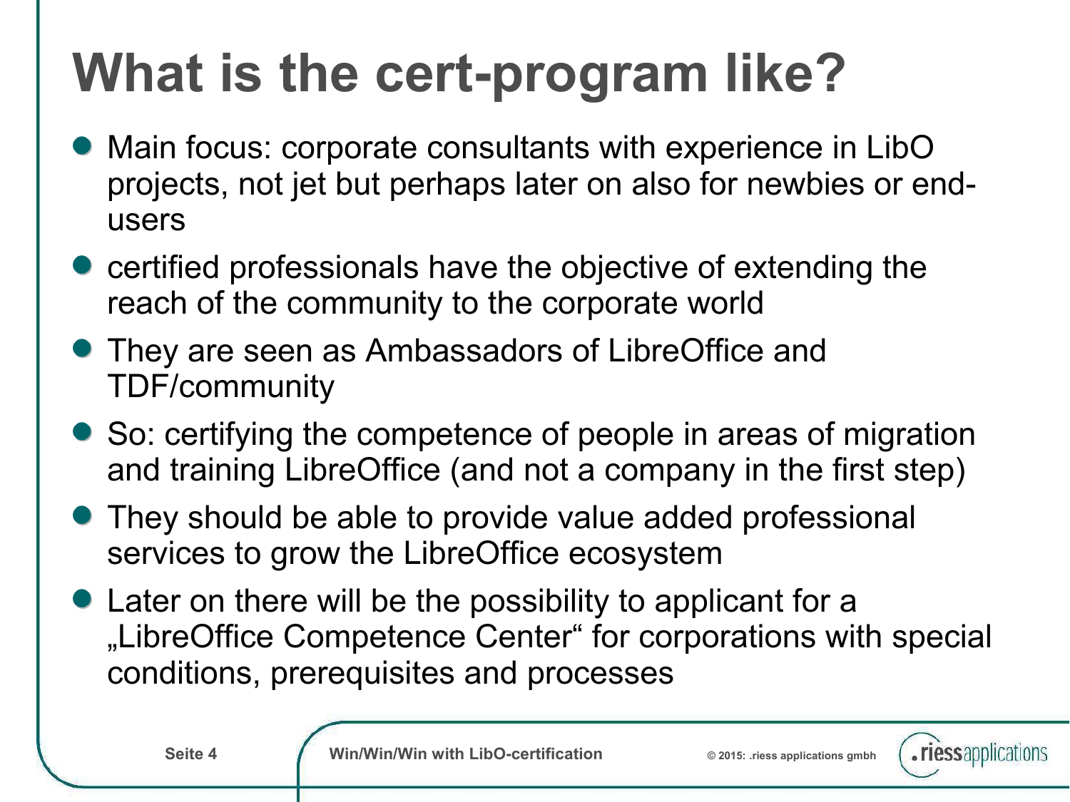# What is the cert-program like?

- Main focus: corporate consultants with experience in LibO projects, not jet but perhaps later on also for newbies or end-users
- certified professionals have the objective of extending the reach of the community to the corporate world
- They are seen as Ambassadors of LibreOffice and TDF/community
- So: certifying the competence of people in areas of migration and training LibreOffice (and not a company in the first step)
- They should be able to provide value added professional services to grow the LibreOffice ecosystem
- Later on there will be the possibility to applicant for a „LibreOffice Competence Center“ for corporations with special conditions, prerequisites and processes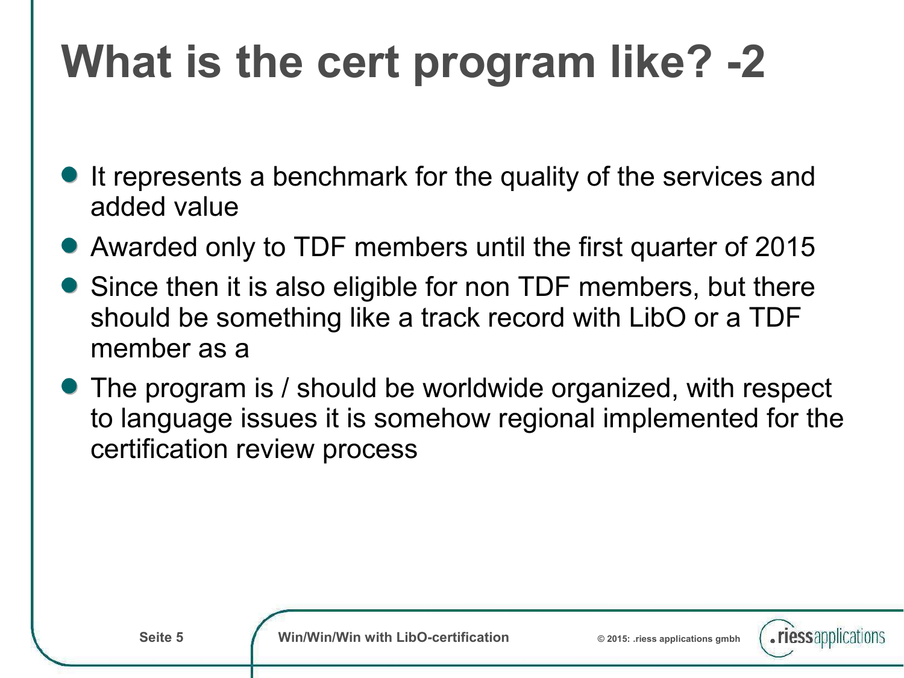# What is the cert program like? -2

- It represents a benchmark for the quality of the services and added value
- Awarded only to TDF members until the first quarter of 2015
- Since then it is also eligible for non TDF members, but there should be something like a track record with LibO or a TDF member as a
- The program is / should be worldwide organized, with respect to language issues it is somehow regional implemented for the certification review process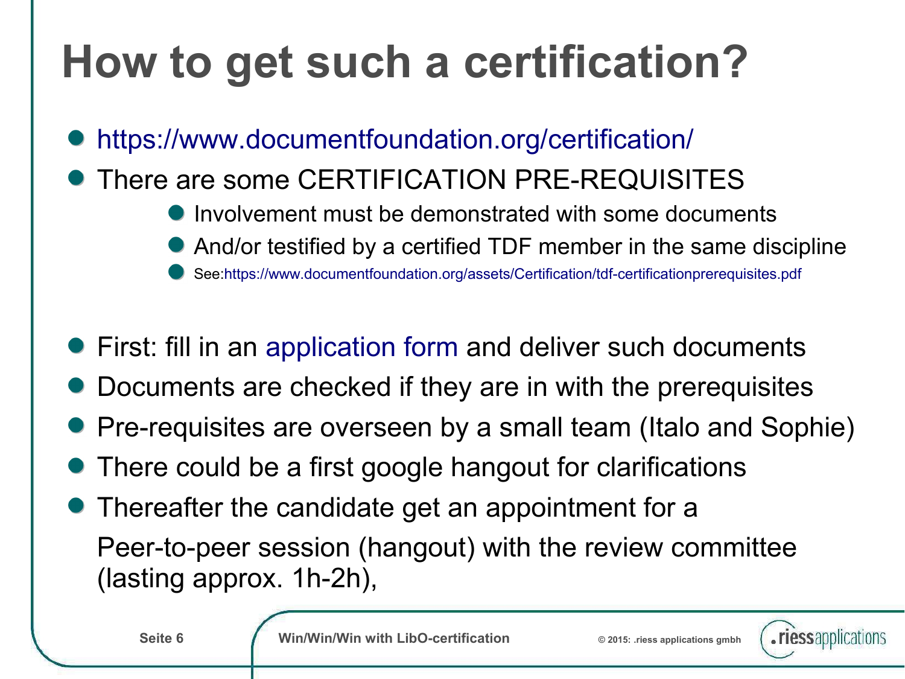# How to get such a certification?

- https://www.documentfoundation.org/certification/
- There are some CERTIFICATION PRE-REQUISITES
  - Involvement must be demonstrated with some documents
  - And/or testified by a certified TDF member in the same discipline
  - See:https://www.documentfoundation.org/assets/Certification/tdf-certificationprerequisites.pdf

- First: fill in an application form and deliver such documents
- Documents are checked if they are in with the prerequisites
- Pre-requisites are overseen by a small team (Italo and Sophie)
- There could be a first google hangout for clarifications
- Thereafter the candidate get an appointment for a Peer-to-peer session (hangout) with the review committee (lasting approx. 1h-2h),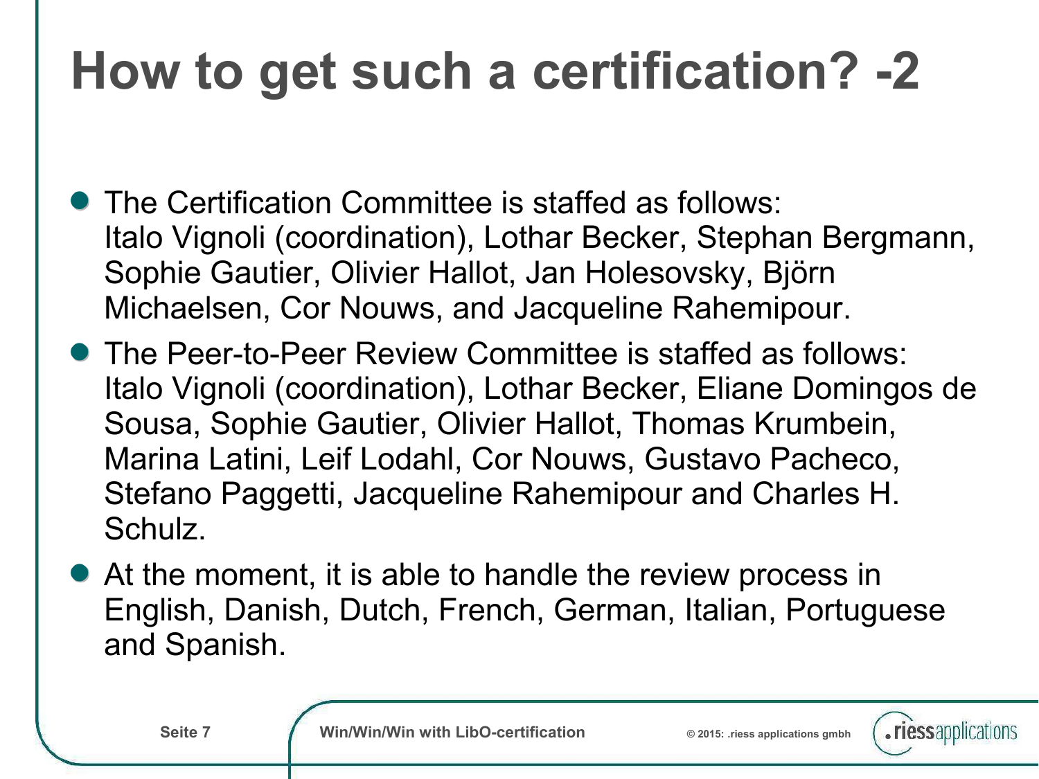# How to get such a certification? -2

- The Certification Committee is staffed as follows: Italo Vignoli (coordination), Lothar Becker, Stephan Bergmann, Sophie Gautier, Olivier Hallot, Jan Holesovsky, Björn Michaelsen, Cor Nouws, and Jacqueline Rahemipour.
- The Peer-to-Peer Review Committee is staffed as follows: Italo Vignoli (coordination), Lothar Becker, Eliane Domingos de Sousa, Sophie Gautier, Olivier Hallot, Thomas Krumbein, Marina Latini, Leif Lodahl, Cor Nouws, Gustavo Pacheco, Stefano Paggetti, Jacqueline Rahemipour and Charles H. Schulz.
- At the moment, it is able to handle the review process in English, Danish, Dutch, French, German, Italian, Portuguese and Spanish.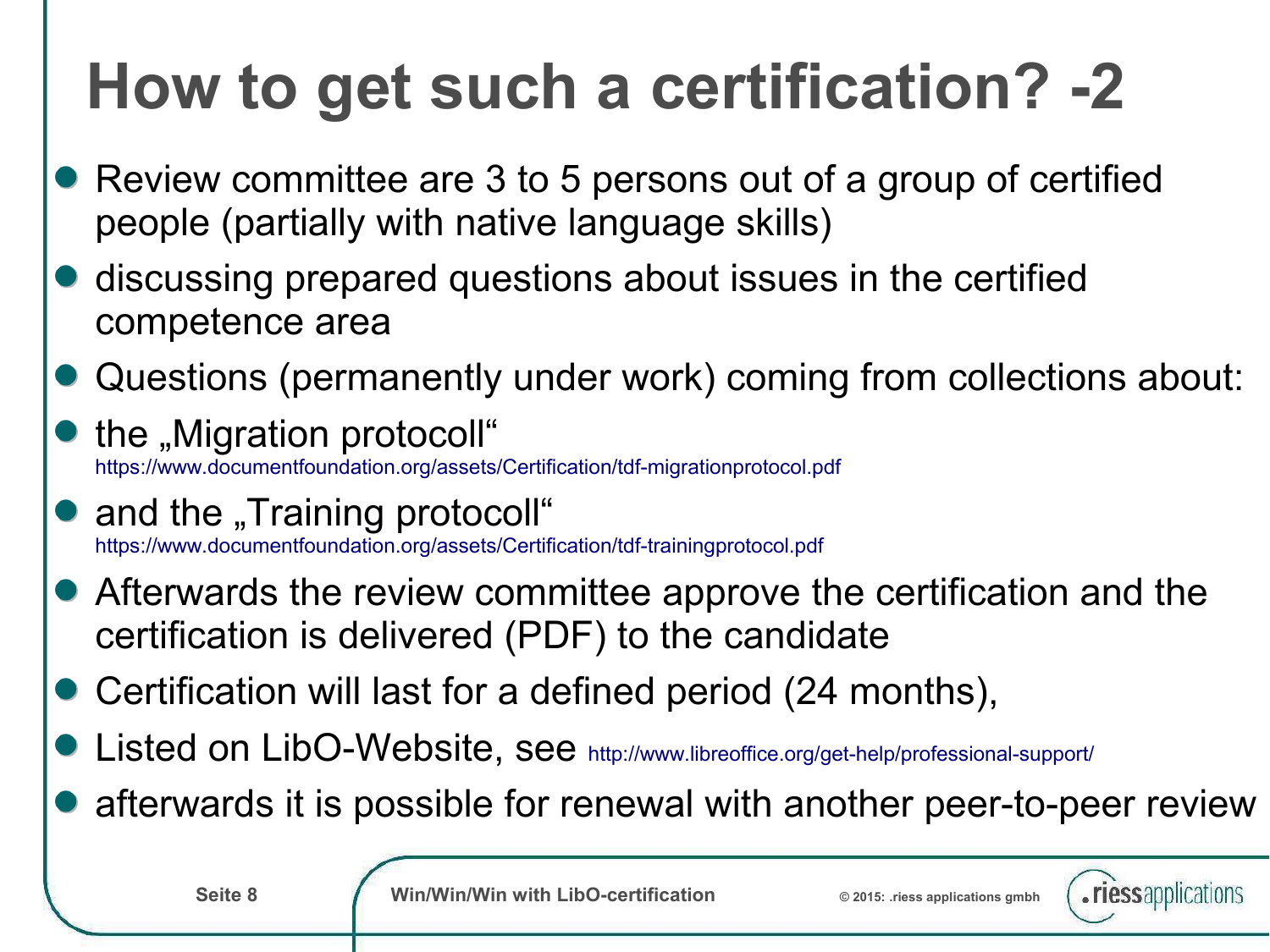# How to get such a certification? -2

- Review committee are 3 to 5 persons out of a group of certified people (partially with native language skills)
- discussing prepared questions about issues in the certified competence area
- Questions (permanently under work) coming from collections about:
- the „Migration protocoll"
  https://www.documentfoundation.org/assets/Certification/tdf-migrationprotocol.pdf
- and the „Training protocoll"
  https://www.documentfoundation.org/assets/Certification/tdf-trainingprotocol.pdf
- Afterwards the review committee approve the certification and the certification is delivered (PDF) to the candidate
- Certification will last for a defined period (24 months),
- Listed on LibO-Website, see http://www.libreoffice.org/get-help/professional-support/
- afterwards it is possible for renewal with another peer-to-peer review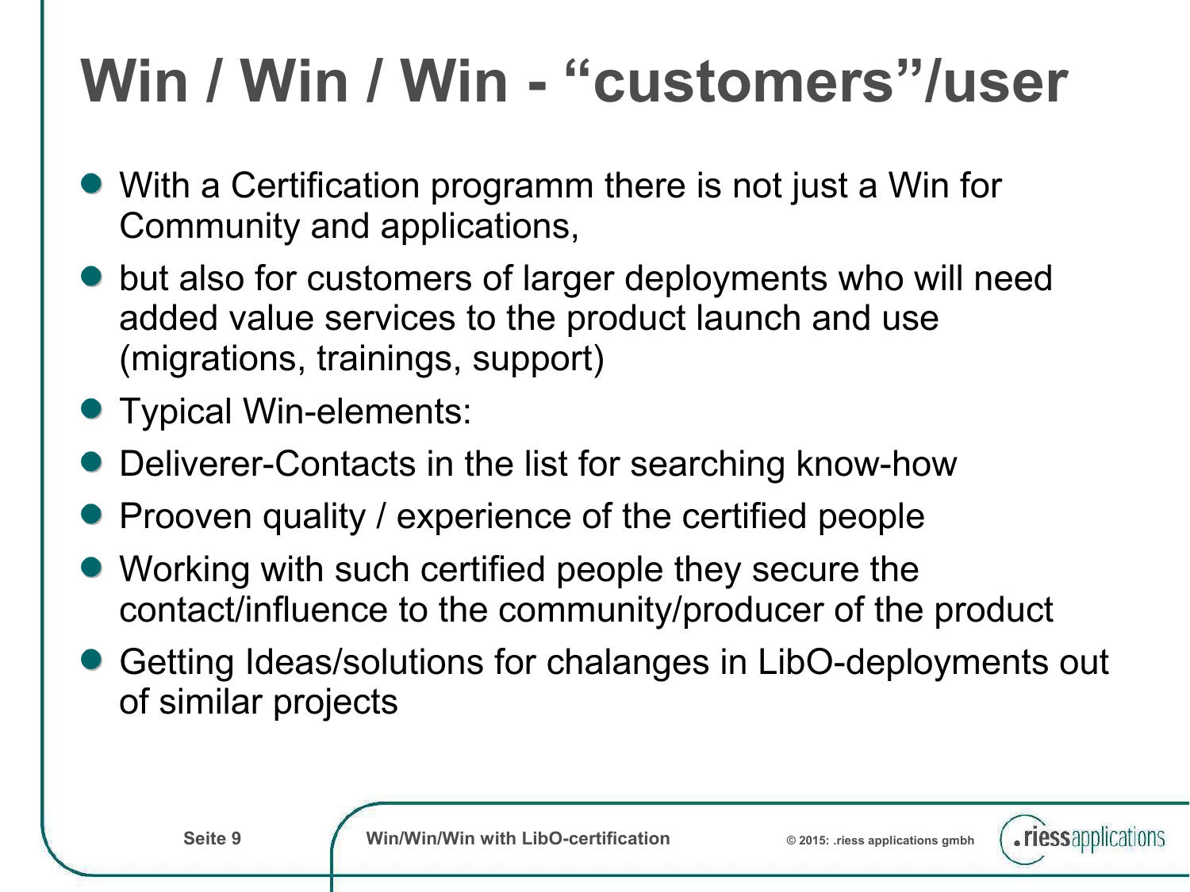# Win / Win / Win - “customers”/user

- With a Certification programm there is not just a Win for Community and applications,
- but also for customers of larger deployments who will need added value services to the product launch and use (migrations, trainings, support)
- Typical Win-elements:
- Deliverer-Contacts in the list for searching know-how
- Prooven quality / experience of the certified people
- Working with such certified people they secure the contact/influence to the community/producer of the product
- Getting Ideas/solutions for chalanges in LibO-deployments out of similar projects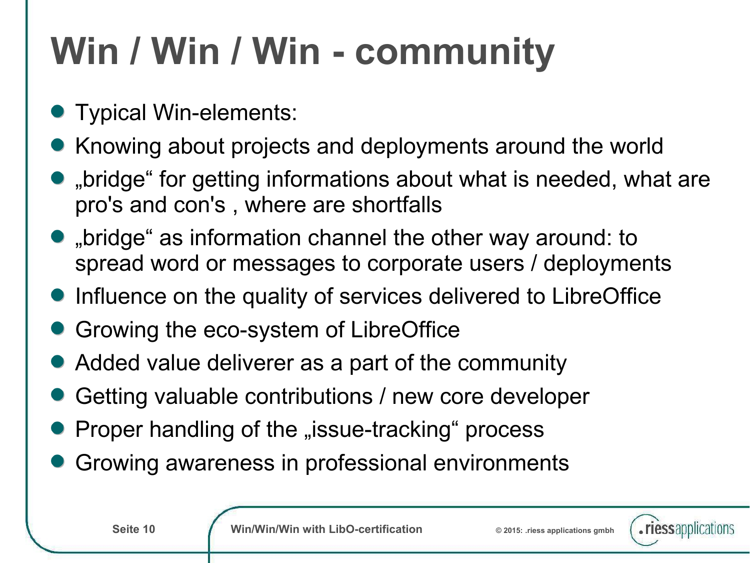# Win / Win / Win - community

- Typical Win-elements:
- Knowing about projects and deployments around the world
- „bridge“ for getting informations about what is needed, what are pro's and con's , where are shortfalls
- „bridge“ as information channel the other way around: to spread word or messages to corporate users / deployments
- Influence on the quality of services delivered to LibreOffice
- Growing the eco-system of LibreOffice
- Added value deliverer as a part of the community
- Getting valuable contributions / new core developer
- Proper handling of the „issue-tracking“ process
- Growing awareness in professional environments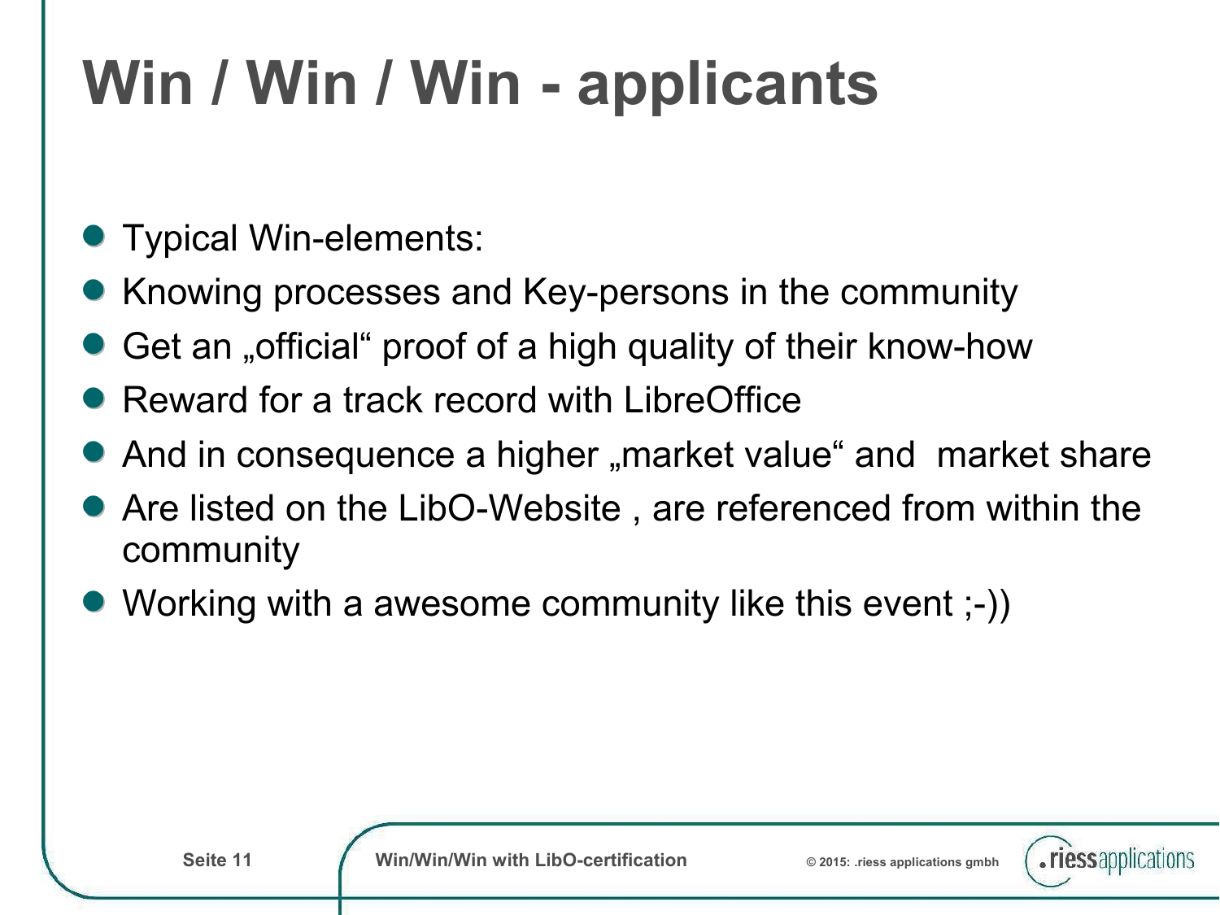# Win / Win / Win - applicants

- Typical Win-elements:
- Knowing processes and Key-persons in the community
- Get an „official“ proof of a high quality of their know-how
- Reward for a track record with LibreOffice
- And in consequence a higher „market value“ and  market share
- Are listed on the LibO-Website , are referenced from within the community
- Working with a awesome community like this event ;-))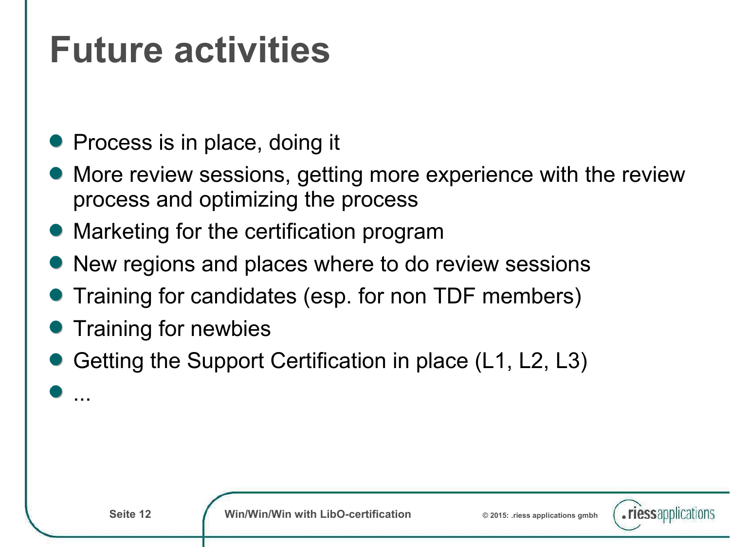# Future activities

- Process is in place, doing it
- More review sessions, getting more experience with the review process and optimizing the process
- Marketing for the certification program
- New regions and places where to do review sessions
- Training for candidates (esp. for non TDF members)
- Training for newbies
- Getting the Support Certification in place (L1, L2, L3)
- ...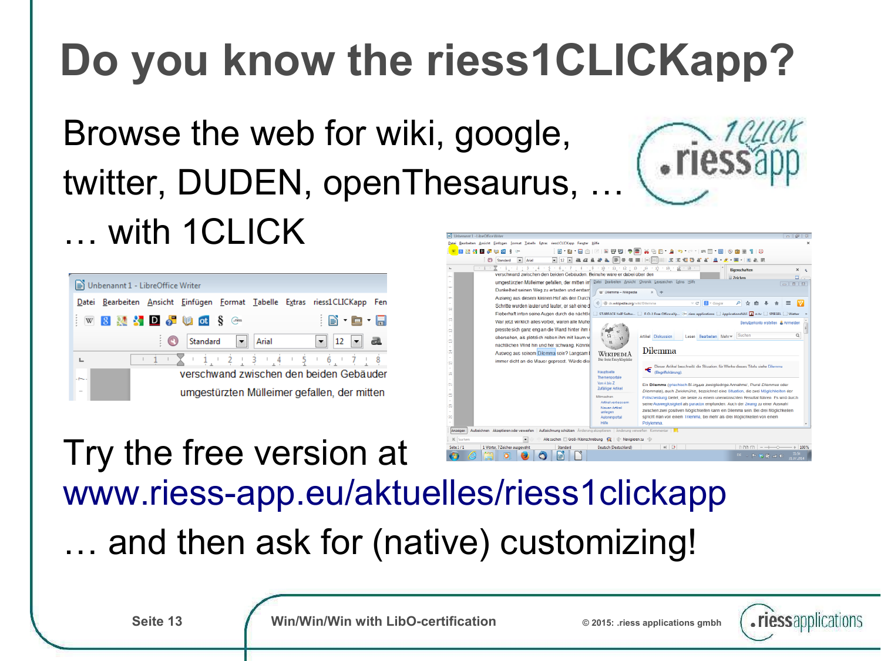# Do you know the riess1CLICKapp?

Browse the web for wiki, google, twitter, DUDEN, openThesaurus, …

… with 1CLICK

Try the free version at
www.riess-app.eu/aktuelles/riess1clickapp

… and then ask for (native) customizing!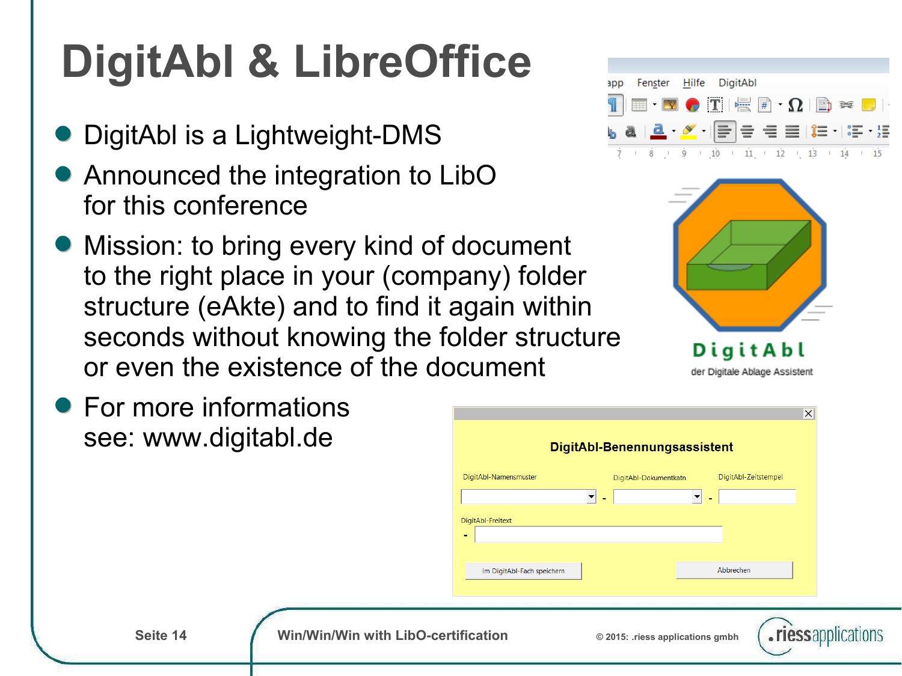# DigitAbl & LibreOffice

- DigitAbl is a Lightweight-DMS
- Announced the integration to LibO for this conference
- Mission: to bring every kind of document to the right place in your (company) folder structure (eAkte) and to find it again within seconds without knowing the folder structure or even the existence of the document
- For more informations see: www.digitabl.de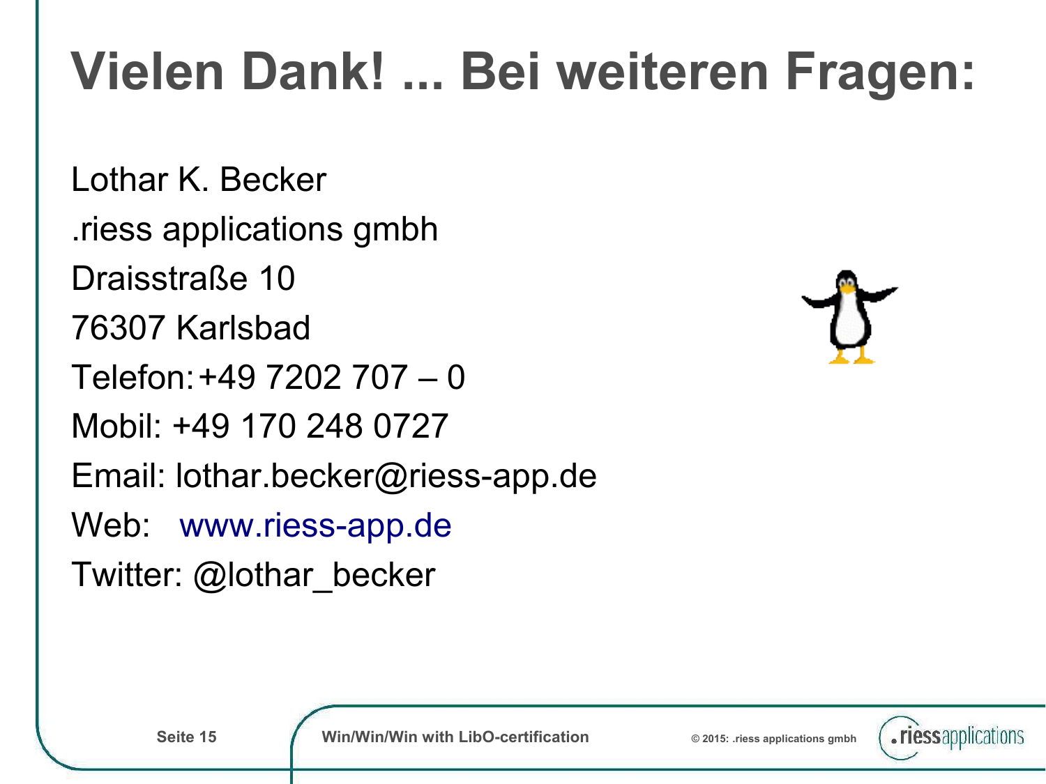# Vielen Dank! ... Bei weiteren Fragen:

Lothar K. Becker

.riess applications gmbh

Draisstraße 10

76307 Karlsbad

Telefon: +49 7202 707 – 0

Mobil: +49 170 248 0727

Email: lothar.becker@riess-app.de

Web: www.riess-app.de

Twitter: @lothar_becker